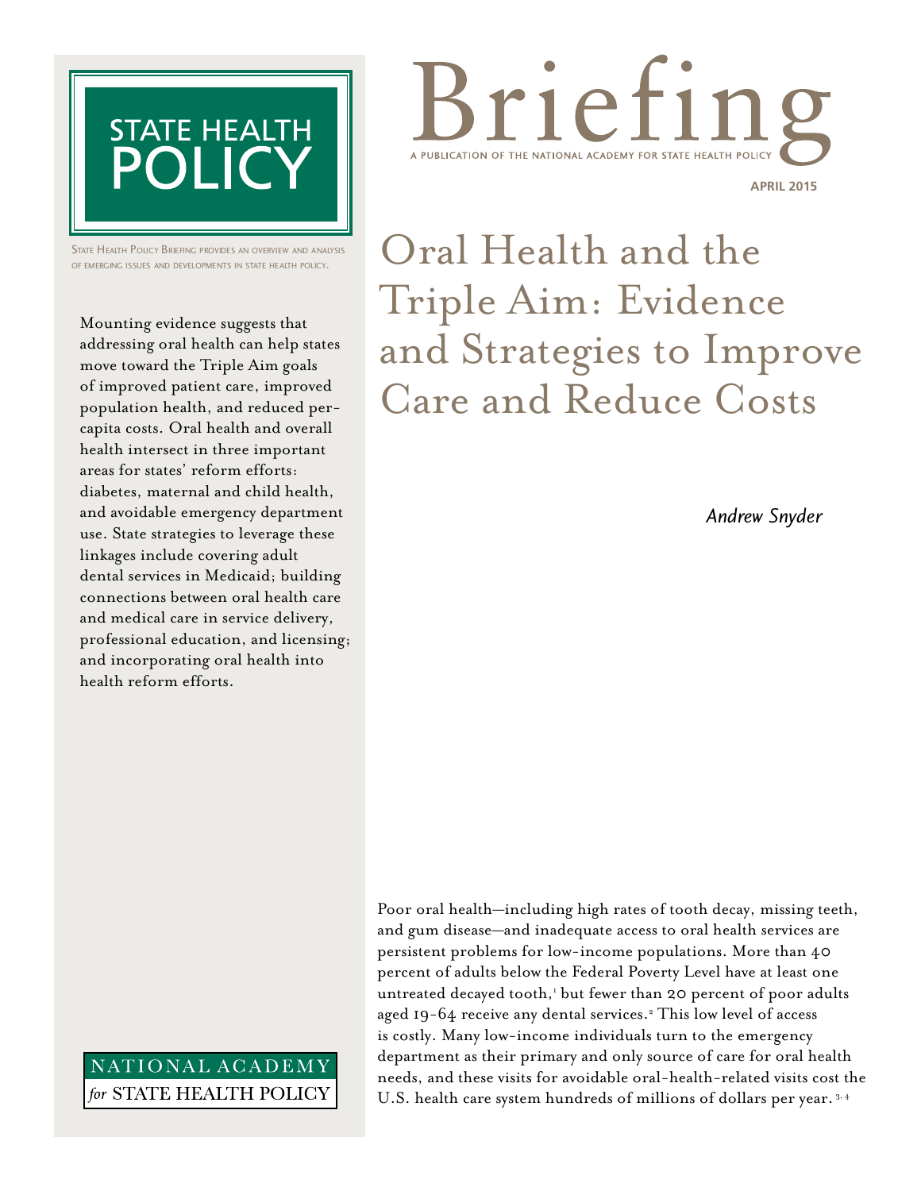STATE HEALTH POLICY

# Briefing

A PUBLICATION OF THE NATIONAL ACADEMY FOR STATE HEALTH POLICY

APRIL 2015

STATE HEALTH POLICY BRIEFING PROVIDES AN OVERVIEW AND ANALYSIS OF EMERGING ISSUES AND DEVELOPMENTS IN STATE HEALTH POLICY.

# Oral Health and the Triple Aim: Evidence and Strategies to Improve Care and Reduce Costs

*Andrew Snyder*

Mounting evidence suggests that addressing oral health can help states move toward the Triple Aim goals of improved patient care, improved population health, and reduced per-capita costs. Oral health and overall health intersect in three important areas for states' reform efforts: diabetes, maternal and child health, and avoidable emergency department use. State strategies to leverage these linkages include covering adult dental services in Medicaid; building connections between oral health care and medical care in service delivery, professional education, and licensing; and incorporating oral health into health reform efforts.

Poor oral health—including high rates of tooth decay, missing teeth, and gum disease—and inadequate access to oral health services are persistent problems for low-income populations. More than 40 percent of adults below the Federal Poverty Level have at least one untreated decayed tooth,[1] but fewer than 20 percent of poor adults aged 19-64 receive any dental services.[2] This low level of access is costly. Many low-income individuals turn to the emergency department as their primary and only source of care for oral health needs, and these visits for avoidable oral-health-related visits cost the U.S. health care system hundreds of millions of dollars per year.[3, 4]

NATIONAL ACADEMY *for* STATE HEALTH POLICY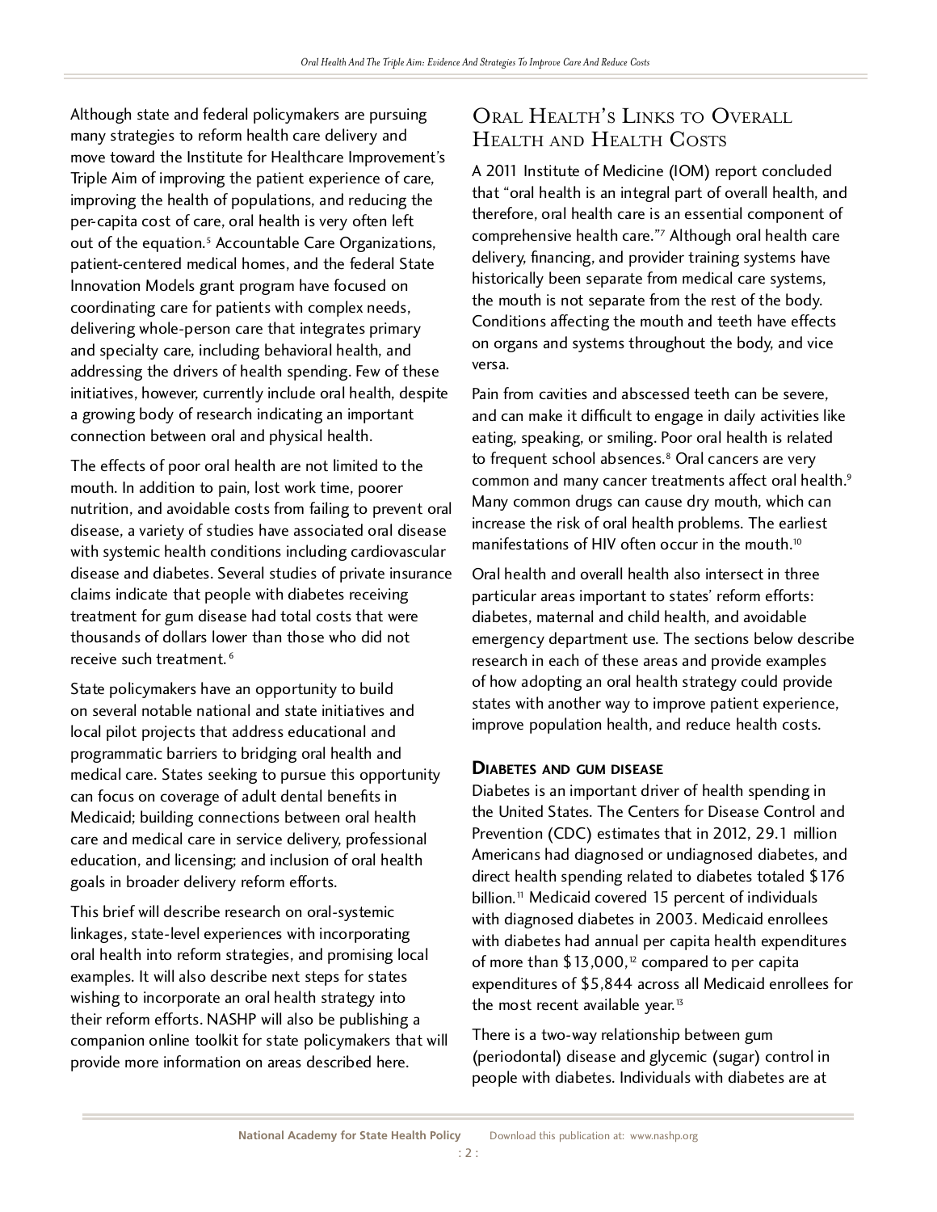Although state and federal policymakers are pursuing many strategies to reform health care delivery and move toward the Institute for Healthcare Improvement's Triple Aim of improving the patient experience of care, improving the health of populations, and reducing the per-capita cost of care, oral health is very often left out of the equation.[5] Accountable Care Organizations, patient-centered medical homes, and the federal State Innovation Models grant program have focused on coordinating care for patients with complex needs, delivering whole-person care that integrates primary and specialty care, including behavioral health, and addressing the drivers of health spending. Few of these initiatives, however, currently include oral health, despite a growing body of research indicating an important connection between oral and physical health.

The effects of poor oral health are not limited to the mouth. In addition to pain, lost work time, poorer nutrition, and avoidable costs from failing to prevent oral disease, a variety of studies have associated oral disease with systemic health conditions including cardiovascular disease and diabetes. Several studies of private insurance claims indicate that people with diabetes receiving treatment for gum disease had total costs that were thousands of dollars lower than those who did not receive such treatment.[6]

State policymakers have an opportunity to build on several notable national and state initiatives and local pilot projects that address educational and programmatic barriers to bridging oral health and medical care. States seeking to pursue this opportunity can focus on coverage of adult dental benefits in Medicaid; building connections between oral health care and medical care in service delivery, professional education, and licensing; and inclusion of oral health goals in broader delivery reform efforts.

This brief will describe research on oral-systemic linkages, state-level experiences with incorporating oral health into reform strategies, and promising local examples. It will also describe next steps for states wishing to incorporate an oral health strategy into their reform efforts. NASHP will also be publishing a companion online toolkit for state policymakers that will provide more information on areas described here.

## Oral Health's Links to Overall Health and Health Costs

A 2011 Institute of Medicine (IOM) report concluded that "oral health is an integral part of overall health, and therefore, oral health care is an essential component of comprehensive health care."[7] Although oral health care delivery, financing, and provider training systems have historically been separate from medical care systems, the mouth is not separate from the rest of the body. Conditions affecting the mouth and teeth have effects on organs and systems throughout the body, and vice versa.

Pain from cavities and abscessed teeth can be severe, and can make it difficult to engage in daily activities like eating, speaking, or smiling. Poor oral health is related to frequent school absences.[8] Oral cancers are very common and many cancer treatments affect oral health.[9] Many common drugs can cause dry mouth, which can increase the risk of oral health problems. The earliest manifestations of HIV often occur in the mouth.[10]

Oral health and overall health also intersect in three particular areas important to states' reform efforts: diabetes, maternal and child health, and avoidable emergency department use. The sections below describe research in each of these areas and provide examples of how adopting an oral health strategy could provide states with another way to improve patient experience, improve population health, and reduce health costs.

### Diabetes and gum disease

Diabetes is an important driver of health spending in the United States. The Centers for Disease Control and Prevention (CDC) estimates that in 2012, 29.1 million Americans had diagnosed or undiagnosed diabetes, and direct health spending related to diabetes totaled $176 billion.[11] Medicaid covered 15 percent of individuals with diagnosed diabetes in 2003. Medicaid enrollees with diabetes had annual per capita health expenditures of more than $13,000,[12] compared to per capita expenditures of $5,844 across all Medicaid enrollees for the most recent available year.[13]

There is a two-way relationship between gum (periodontal) disease and glycemic (sugar) control in people with diabetes. Individuals with diabetes are at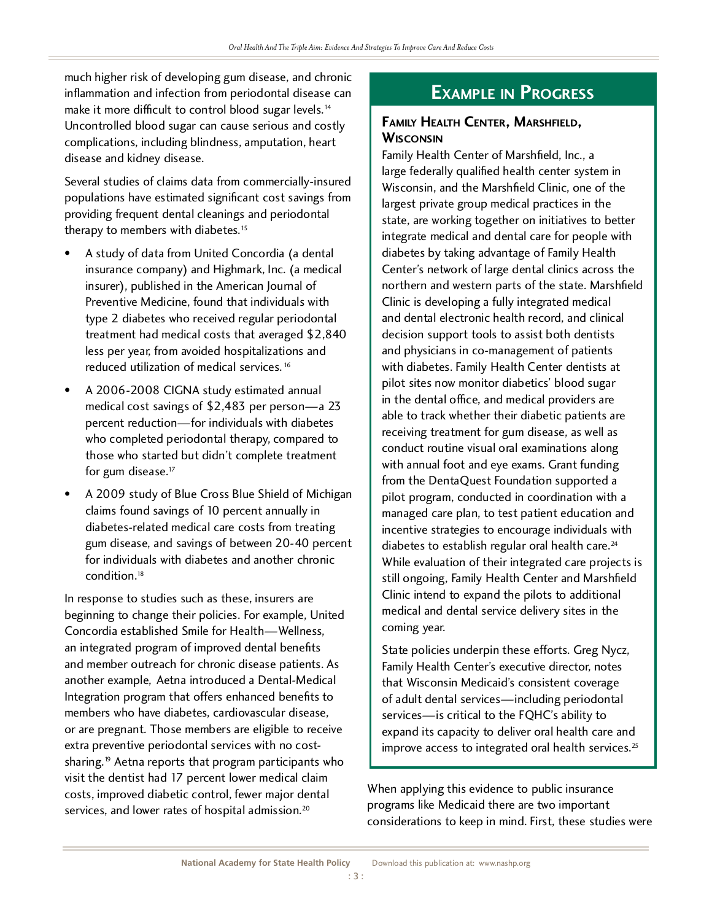much higher risk of developing gum disease, and chronic inflammation and infection from periodontal disease can make it more difficult to control blood sugar levels.[14] Uncontrolled blood sugar can cause serious and costly complications, including blindness, amputation, heart disease and kidney disease.

Several studies of claims data from commercially-insured populations have estimated significant cost savings from providing frequent dental cleanings and periodontal therapy to members with diabetes.[15]

- A study of data from United Concordia (a dental insurance company) and Highmark, Inc. (a medical insurer), published in the American Journal of Preventive Medicine, found that individuals with type 2 diabetes who received regular periodontal treatment had medical costs that averaged $2,840 less per year, from avoided hospitalizations and reduced utilization of medical services.[16]
- A 2006-2008 CIGNA study estimated annual medical cost savings of $2,483 per person—a 23 percent reduction—for individuals with diabetes who completed periodontal therapy, compared to those who started but didn't complete treatment for gum disease.[17]
- A 2009 study of Blue Cross Blue Shield of Michigan claims found savings of 10 percent annually in diabetes-related medical care costs from treating gum disease, and savings of between 20-40 percent for individuals with diabetes and another chronic condition.[18]

In response to studies such as these, insurers are beginning to change their policies. For example, United Concordia established Smile for Health—Wellness, an integrated program of improved dental benefits and member outreach for chronic disease patients. As another example, Aetna introduced a Dental-Medical Integration program that offers enhanced benefits to members who have diabetes, cardiovascular disease, or are pregnant. Those members are eligible to receive extra preventive periodontal services with no cost-sharing.[19] Aetna reports that program participants who visit the dentist had 17 percent lower medical claim costs, improved diabetic control, fewer major dental services, and lower rates of hospital admission.[20]

## Example in Progress

### Family Health Center, Marshfield, Wisconsin

Family Health Center of Marshfield, Inc., a large federally qualified health center system in Wisconsin, and the Marshfield Clinic, one of the largest private group medical practices in the state, are working together on initiatives to better integrate medical and dental care for people with diabetes by taking advantage of Family Health Center's network of large dental clinics across the northern and western parts of the state. Marshfield Clinic is developing a fully integrated medical and dental electronic health record, and clinical decision support tools to assist both dentists and physicians in co-management of patients with diabetes. Family Health Center dentists at pilot sites now monitor diabetics' blood sugar in the dental office, and medical providers are able to track whether their diabetic patients are receiving treatment for gum disease, as well as conduct routine visual oral examinations along with annual foot and eye exams. Grant funding from the DentaQuest Foundation supported a pilot program, conducted in coordination with a managed care plan, to test patient education and incentive strategies to encourage individuals with diabetes to establish regular oral health care.[24] While evaluation of their integrated care projects is still ongoing, Family Health Center and Marshfield Clinic intend to expand the pilots to additional medical and dental service delivery sites in the coming year.

State policies underpin these efforts. Greg Nycz, Family Health Center's executive director, notes that Wisconsin Medicaid's consistent coverage of adult dental services—including periodontal services—is critical to the FQHC's ability to expand its capacity to deliver oral health care and improve access to integrated oral health services.[25]

When applying this evidence to public insurance programs like Medicaid there are two important considerations to keep in mind. First, these studies were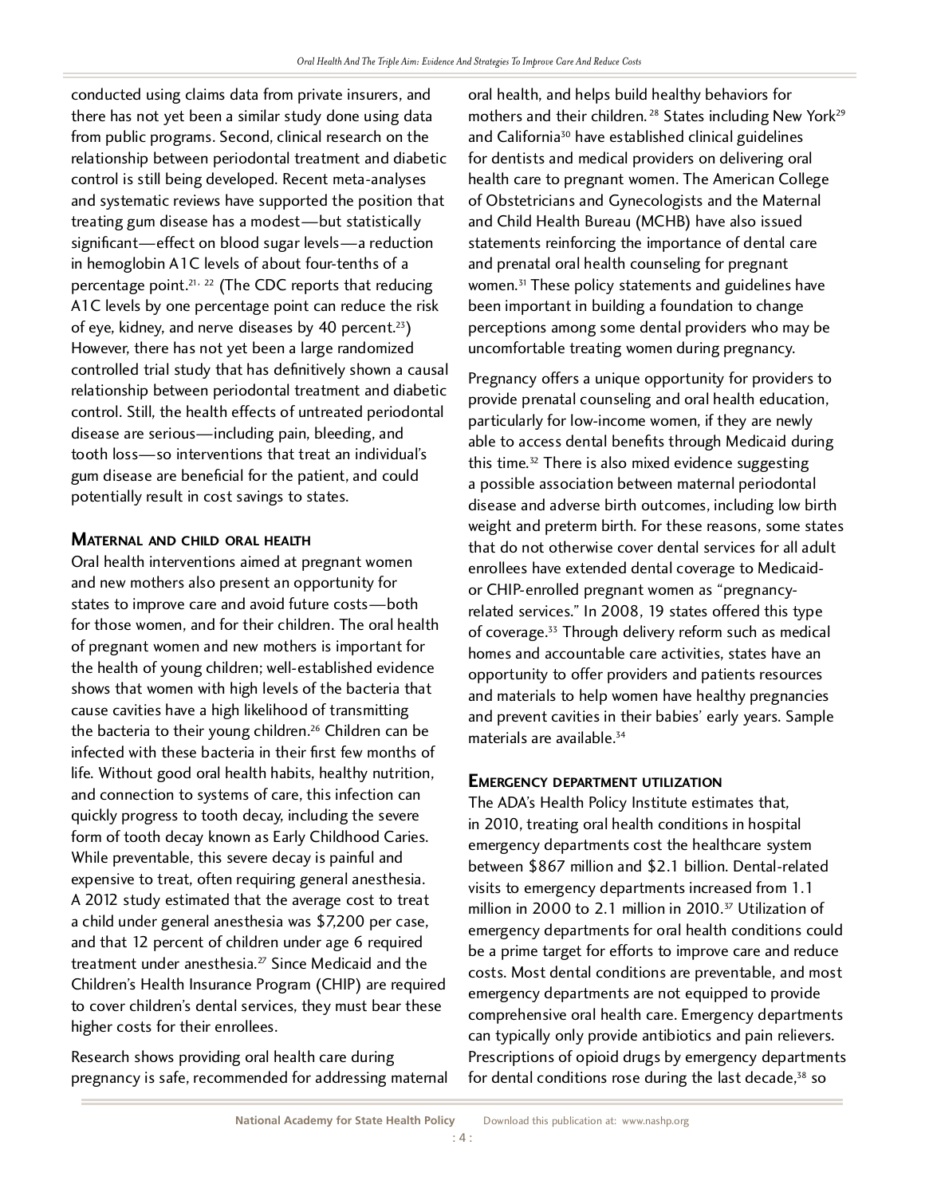conducted using claims data from private insurers, and there has not yet been a similar study done using data from public programs. Second, clinical research on the relationship between periodontal treatment and diabetic control is still being developed. Recent meta-analyses and systematic reviews have supported the position that treating gum disease has a modest—but statistically significant—effect on blood sugar levels—a reduction in hemoglobin A1C levels of about four-tenths of a percentage point.[21, 22] (The CDC reports that reducing A1C levels by one percentage point can reduce the risk of eye, kidney, and nerve diseases by 40 percent.[23]) However, there has not yet been a large randomized controlled trial study that has definitively shown a causal relationship between periodontal treatment and diabetic control. Still, the health effects of untreated periodontal disease are serious—including pain, bleeding, and tooth loss—so interventions that treat an individual's gum disease are beneficial for the patient, and could potentially result in cost savings to states.

### Maternal and child oral health

Oral health interventions aimed at pregnant women and new mothers also present an opportunity for states to improve care and avoid future costs—both for those women, and for their children. The oral health of pregnant women and new mothers is important for the health of young children; well-established evidence shows that women with high levels of the bacteria that cause cavities have a high likelihood of transmitting the bacteria to their young children.[26] Children can be infected with these bacteria in their first few months of life. Without good oral health habits, healthy nutrition, and connection to systems of care, this infection can quickly progress to tooth decay, including the severe form of tooth decay known as Early Childhood Caries. While preventable, this severe decay is painful and expensive to treat, often requiring general anesthesia. A 2012 study estimated that the average cost to treat a child under general anesthesia was $7,200 per case, and that 12 percent of children under age 6 required treatment under anesthesia.[27] Since Medicaid and the Children's Health Insurance Program (CHIP) are required to cover children's dental services, they must bear these higher costs for their enrollees.

Research shows providing oral health care during pregnancy is safe, recommended for addressing maternal oral health, and helps build healthy behaviors for mothers and their children.[28] States including New York[29] and California[30] have established clinical guidelines for dentists and medical providers on delivering oral health care to pregnant women. The American College of Obstetricians and Gynecologists and the Maternal and Child Health Bureau (MCHB) have also issued statements reinforcing the importance of dental care and prenatal oral health counseling for pregnant women.[31] These policy statements and guidelines have been important in building a foundation to change perceptions among some dental providers who may be uncomfortable treating women during pregnancy.

Pregnancy offers a unique opportunity for providers to provide prenatal counseling and oral health education, particularly for low-income women, if they are newly able to access dental benefits through Medicaid during this time.[32] There is also mixed evidence suggesting a possible association between maternal periodontal disease and adverse birth outcomes, including low birth weight and preterm birth. For these reasons, some states that do not otherwise cover dental services for all adult enrollees have extended dental coverage to Medicaid- or CHIP-enrolled pregnant women as "pregnancy-related services." In 2008, 19 states offered this type of coverage.[33] Through delivery reform such as medical homes and accountable care activities, states have an opportunity to offer providers and patients resources and materials to help women have healthy pregnancies and prevent cavities in their babies' early years. Sample materials are available.[34]

### Emergency department utilization

The ADA's Health Policy Institute estimates that, in 2010, treating oral health conditions in hospital emergency departments cost the healthcare system between $867 million and $2.1 billion. Dental-related visits to emergency departments increased from 1.1 million in 2000 to 2.1 million in 2010.[37] Utilization of emergency departments for oral health conditions could be a prime target for efforts to improve care and reduce costs. Most dental conditions are preventable, and most emergency departments are not equipped to provide comprehensive oral health care. Emergency departments can typically only provide antibiotics and pain relievers. Prescriptions of opioid drugs by emergency departments for dental conditions rose during the last decade,[38] so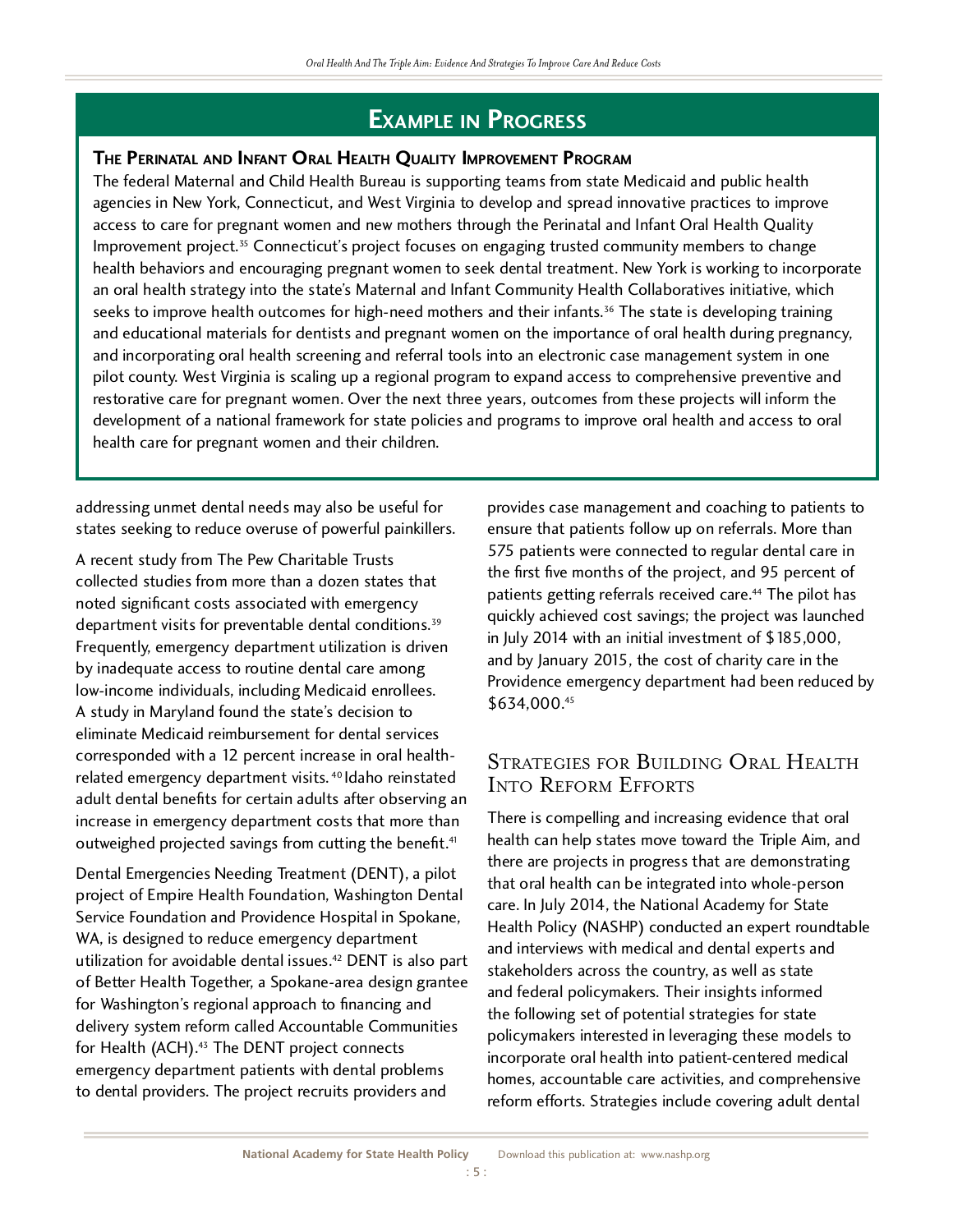## Example in Progress

### The Perinatal and Infant Oral Health Quality Improvement Program

The federal Maternal and Child Health Bureau is supporting teams from state Medicaid and public health agencies in New York, Connecticut, and West Virginia to develop and spread innovative practices to improve access to care for pregnant women and new mothers through the Perinatal and Infant Oral Health Quality Improvement project.[35] Connecticut's project focuses on engaging trusted community members to change health behaviors and encouraging pregnant women to seek dental treatment. New York is working to incorporate an oral health strategy into the state's Maternal and Infant Community Health Collaboratives initiative, which seeks to improve health outcomes for high-need mothers and their infants.[36] The state is developing training and educational materials for dentists and pregnant women on the importance of oral health during pregnancy, and incorporating oral health screening and referral tools into an electronic case management system in one pilot county. West Virginia is scaling up a regional program to expand access to comprehensive preventive and restorative care for pregnant women. Over the next three years, outcomes from these projects will inform the development of a national framework for state policies and programs to improve oral health and access to oral health care for pregnant women and their children.

addressing unmet dental needs may also be useful for states seeking to reduce overuse of powerful painkillers.

A recent study from The Pew Charitable Trusts collected studies from more than a dozen states that noted significant costs associated with emergency department visits for preventable dental conditions.[39] Frequently, emergency department utilization is driven by inadequate access to routine dental care among low-income individuals, including Medicaid enrollees. A study in Maryland found the state's decision to eliminate Medicaid reimbursement for dental services corresponded with a 12 percent increase in oral health-related emergency department visits.[40] Idaho reinstated adult dental benefits for certain adults after observing an increase in emergency department costs that more than outweighed projected savings from cutting the benefit.[41]

Dental Emergencies Needing Treatment (DENT), a pilot project of Empire Health Foundation, Washington Dental Service Foundation and Providence Hospital in Spokane, WA, is designed to reduce emergency department utilization for avoidable dental issues.[42] DENT is also part of Better Health Together, a Spokane-area design grantee for Washington's regional approach to financing and delivery system reform called Accountable Communities for Health (ACH).[43] The DENT project connects emergency department patients with dental problems to dental providers. The project recruits providers and provides case management and coaching to patients to ensure that patients follow up on referrals. More than 575 patients were connected to regular dental care in the first five months of the project, and 95 percent of patients getting referrals received care.[44] The pilot has quickly achieved cost savings; the project was launched in July 2014 with an initial investment of $185,000, and by January 2015, the cost of charity care in the Providence emergency department had been reduced by $634,000.[45]

## Strategies for Building Oral Health Into Reform Efforts

There is compelling and increasing evidence that oral health can help states move toward the Triple Aim, and there are projects in progress that are demonstrating that oral health can be integrated into whole-person care. In July 2014, the National Academy for State Health Policy (NASHP) conducted an expert roundtable and interviews with medical and dental experts and stakeholders across the country, as well as state and federal policymakers. Their insights informed the following set of potential strategies for state policymakers interested in leveraging these models to incorporate oral health into patient-centered medical homes, accountable care activities, and comprehensive reform efforts. Strategies include covering adult dental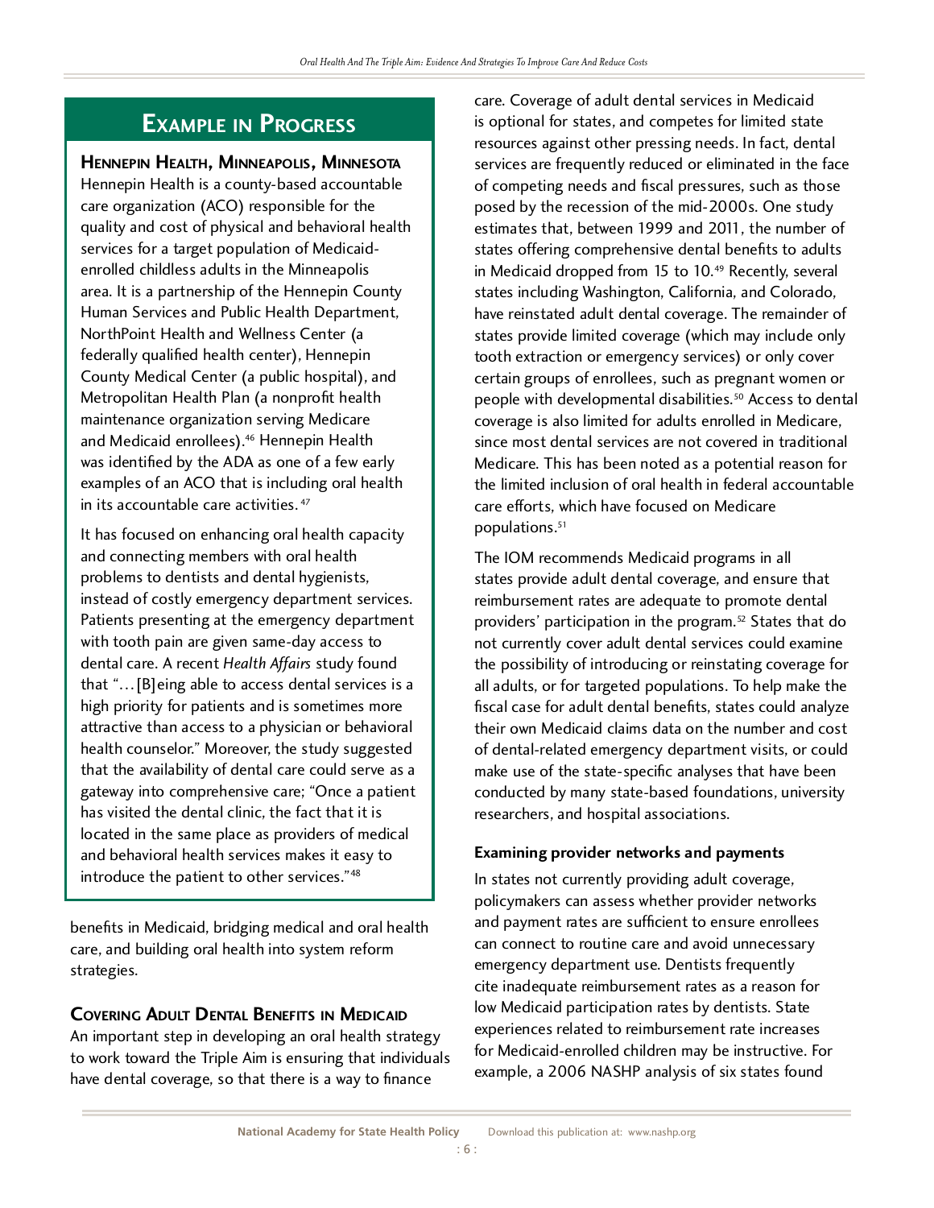## Example in Progress

### Hennepin Health, Minneapolis, Minnesota

Hennepin Health is a county-based accountable care organization (ACO) responsible for the quality and cost of physical and behavioral health services for a target population of Medicaid-enrolled childless adults in the Minneapolis area. It is a partnership of the Hennepin County Human Services and Public Health Department, NorthPoint Health and Wellness Center (a federally qualified health center), Hennepin County Medical Center (a public hospital), and Metropolitan Health Plan (a nonprofit health maintenance organization serving Medicare and Medicaid enrollees).[46] Hennepin Health was identified by the ADA as one of a few early examples of an ACO that is including oral health in its accountable care activities.[47]

It has focused on enhancing oral health capacity and connecting members with oral health problems to dentists and dental hygienists, instead of costly emergency department services. Patients presenting at the emergency department with tooth pain are given same-day access to dental care. A recent *Health Affairs* study found that "…[B]eing able to access dental services is a high priority for patients and is sometimes more attractive than access to a physician or behavioral health counselor." Moreover, the study suggested that the availability of dental care could serve as a gateway into comprehensive care; "Once a patient has visited the dental clinic, the fact that it is located in the same place as providers of medical and behavioral health services makes it easy to introduce the patient to other services."[48]

---

benefits in Medicaid, bridging medical and oral health care, and building oral health into system reform strategies.

## Covering Adult Dental Benefits in Medicaid

An important step in developing an oral health strategy to work toward the Triple Aim is ensuring that individuals have dental coverage, so that there is a way to finance care. Coverage of adult dental services in Medicaid is optional for states, and competes for limited state resources against other pressing needs. In fact, dental services are frequently reduced or eliminated in the face of competing needs and fiscal pressures, such as those posed by the recession of the mid-2000s. One study estimates that, between 1999 and 2011, the number of states offering comprehensive dental benefits to adults in Medicaid dropped from 15 to 10.[49] Recently, several states including Washington, California, and Colorado, have reinstated adult dental coverage. The remainder of states provide limited coverage (which may include only tooth extraction or emergency services) or only cover certain groups of enrollees, such as pregnant women or people with developmental disabilities.[50] Access to dental coverage is also limited for adults enrolled in Medicare, since most dental services are not covered in traditional Medicare. This has been noted as a potential reason for the limited inclusion of oral health in federal accountable care efforts, which have focused on Medicare populations.[51]

The IOM recommends Medicaid programs in all states provide adult dental coverage, and ensure that reimbursement rates are adequate to promote dental providers' participation in the program.[52] States that do not currently cover adult dental services could examine the possibility of introducing or reinstating coverage for all adults, or for targeted populations. To help make the fiscal case for adult dental benefits, states could analyze their own Medicaid claims data on the number and cost of dental-related emergency department visits, or could make use of the state-specific analyses that have been conducted by many state-based foundations, university researchers, and hospital associations.

### Examining provider networks and payments

In states not currently providing adult coverage, policymakers can assess whether provider networks and payment rates are sufficient to ensure enrollees can connect to routine care and avoid unnecessary emergency department use. Dentists frequently cite inadequate reimbursement rates as a reason for low Medicaid participation rates by dentists. State experiences related to reimbursement rate increases for Medicaid-enrolled children may be instructive. For example, a 2006 NASHP analysis of six states found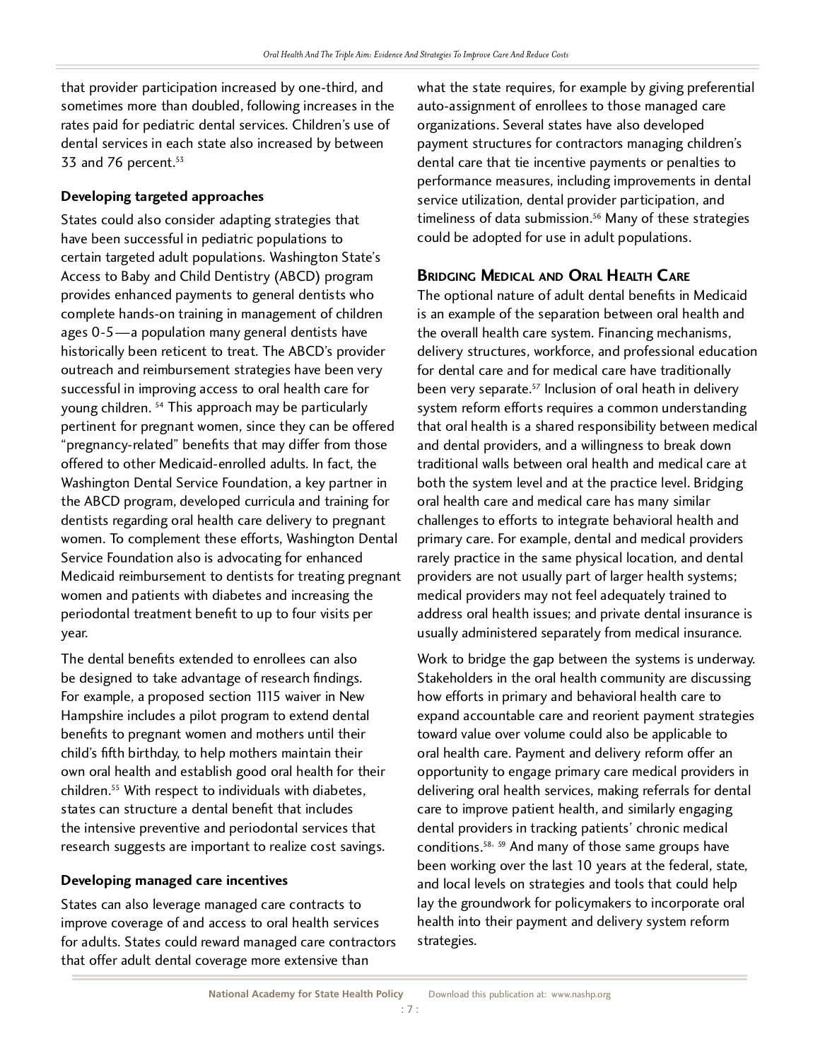that provider participation increased by one-third, and sometimes more than doubled, following increases in the rates paid for pediatric dental services. Children's use of dental services in each state also increased by between 33 and 76 percent.[53]

### Developing targeted approaches

States could also consider adapting strategies that have been successful in pediatric populations to certain targeted adult populations. Washington State's Access to Baby and Child Dentistry (ABCD) program provides enhanced payments to general dentists who complete hands-on training in management of children ages 0-5—a population many general dentists have historically been reticent to treat. The ABCD's provider outreach and reimbursement strategies have been very successful in improving access to oral health care for young children. [54] This approach may be particularly pertinent for pregnant women, since they can be offered "pregnancy-related" benefits that may differ from those offered to other Medicaid-enrolled adults. In fact, the Washington Dental Service Foundation, a key partner in the ABCD program, developed curricula and training for dentists regarding oral health care delivery to pregnant women. To complement these efforts, Washington Dental Service Foundation also is advocating for enhanced Medicaid reimbursement to dentists for treating pregnant women and patients with diabetes and increasing the periodontal treatment benefit to up to four visits per year.

The dental benefits extended to enrollees can also be designed to take advantage of research findings. For example, a proposed section 1115 waiver in New Hampshire includes a pilot program to extend dental benefits to pregnant women and mothers until their child's fifth birthday, to help mothers maintain their own oral health and establish good oral health for their children.[55] With respect to individuals with diabetes, states can structure a dental benefit that includes the intensive preventive and periodontal services that research suggests are important to realize cost savings.

### Developing managed care incentives

States can also leverage managed care contracts to improve coverage of and access to oral health services for adults. States could reward managed care contractors that offer adult dental coverage more extensive than what the state requires, for example by giving preferential auto-assignment of enrollees to those managed care organizations. Several states have also developed payment structures for contractors managing children's dental care that tie incentive payments or penalties to performance measures, including improvements in dental service utilization, dental provider participation, and timeliness of data submission.[56] Many of these strategies could be adopted for use in adult populations.

## Bridging Medical and Oral Health Care

The optional nature of adult dental benefits in Medicaid is an example of the separation between oral health and the overall health care system. Financing mechanisms, delivery structures, workforce, and professional education for dental care and for medical care have traditionally been very separate.[57] Inclusion of oral heath in delivery system reform efforts requires a common understanding that oral health is a shared responsibility between medical and dental providers, and a willingness to break down traditional walls between oral health and medical care at both the system level and at the practice level. Bridging oral health care and medical care has many similar challenges to efforts to integrate behavioral health and primary care. For example, dental and medical providers rarely practice in the same physical location, and dental providers are not usually part of larger health systems; medical providers may not feel adequately trained to address oral health issues; and private dental insurance is usually administered separately from medical insurance.

Work to bridge the gap between the systems is underway. Stakeholders in the oral health community are discussing how efforts in primary and behavioral health care to expand accountable care and reorient payment strategies toward value over volume could also be applicable to oral health care. Payment and delivery reform offer an opportunity to engage primary care medical providers in delivering oral health services, making referrals for dental care to improve patient health, and similarly engaging dental providers in tracking patients' chronic medical conditions.[58, 59] And many of those same groups have been working over the last 10 years at the federal, state, and local levels on strategies and tools that could help lay the groundwork for policymakers to incorporate oral health into their payment and delivery system reform strategies.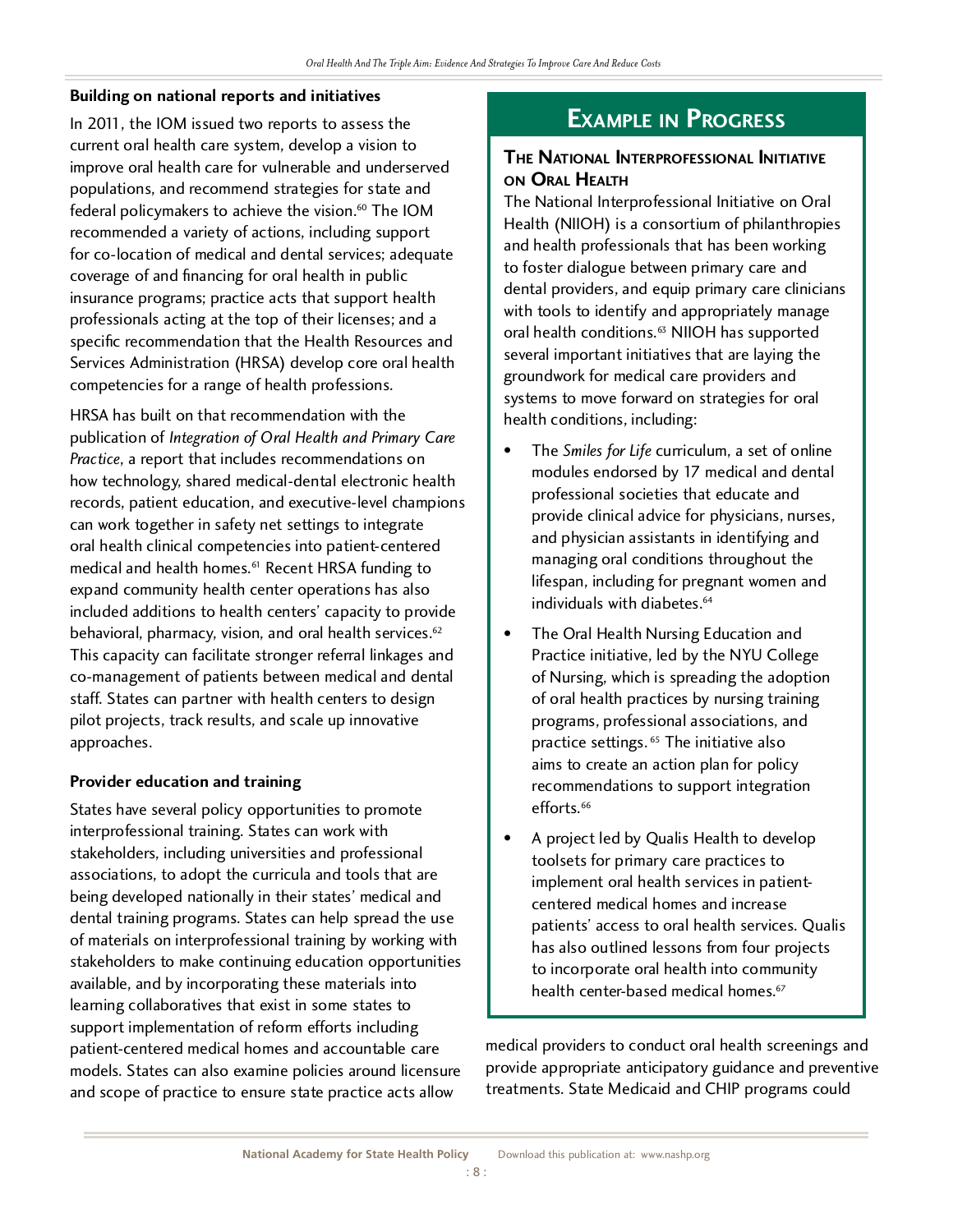### Building on national reports and initiatives

In 2011, the IOM issued two reports to assess the current oral health care system, develop a vision to improve oral health care for vulnerable and underserved populations, and recommend strategies for state and federal policymakers to achieve the vision.[60] The IOM recommended a variety of actions, including support for co-location of medical and dental services; adequate coverage of and financing for oral health in public insurance programs; practice acts that support health professionals acting at the top of their licenses; and a specific recommendation that the Health Resources and Services Administration (HRSA) develop core oral health competencies for a range of health professions.

HRSA has built on that recommendation with the publication of *Integration of Oral Health and Primary Care Practice*, a report that includes recommendations on how technology, shared medical-dental electronic health records, patient education, and executive-level champions can work together in safety net settings to integrate oral health clinical competencies into patient-centered medical and health homes.[61] Recent HRSA funding to expand community health center operations has also included additions to health centers' capacity to provide behavioral, pharmacy, vision, and oral health services.[62] This capacity can facilitate stronger referral linkages and co-management of patients between medical and dental staff. States can partner with health centers to design pilot projects, track results, and scale up innovative approaches.

### Provider education and training

States have several policy opportunities to promote interprofessional training. States can work with stakeholders, including universities and professional associations, to adopt the curricula and tools that are being developed nationally in their states' medical and dental training programs. States can help spread the use of materials on interprofessional training by working with stakeholders to make continuing education opportunities available, and by incorporating these materials into learning collaboratives that exist in some states to support implementation of reform efforts including patient-centered medical homes and accountable care models. States can also examine policies around licensure and scope of practice to ensure state practice acts allow medical providers to conduct oral health screenings and provide appropriate anticipatory guidance and preventive treatments. State Medicaid and CHIP programs could

## Example in Progress

### The National Interprofessional Initiative on Oral Health

The National Interprofessional Initiative on Oral Health (NIIOH) is a consortium of philanthropies and health professionals that has been working to foster dialogue between primary care and dental providers, and equip primary care clinicians with tools to identify and appropriately manage oral health conditions.[63] NIIOH has supported several important initiatives that are laying the groundwork for medical care providers and systems to move forward on strategies for oral health conditions, including:

- The *Smiles for Life* curriculum, a set of online modules endorsed by 17 medical and dental professional societies that educate and provide clinical advice for physicians, nurses, and physician assistants in identifying and managing oral conditions throughout the lifespan, including for pregnant women and individuals with diabetes.[64]
- The Oral Health Nursing Education and Practice initiative, led by the NYU College of Nursing, which is spreading the adoption of oral health practices by nursing training programs, professional associations, and practice settings.[65] The initiative also aims to create an action plan for policy recommendations to support integration efforts.[66]
- A project led by Qualis Health to develop toolsets for primary care practices to implement oral health services in patient-centered medical homes and increase patients' access to oral health services. Qualis has also outlined lessons from four projects to incorporate oral health into community health center-based medical homes.[67]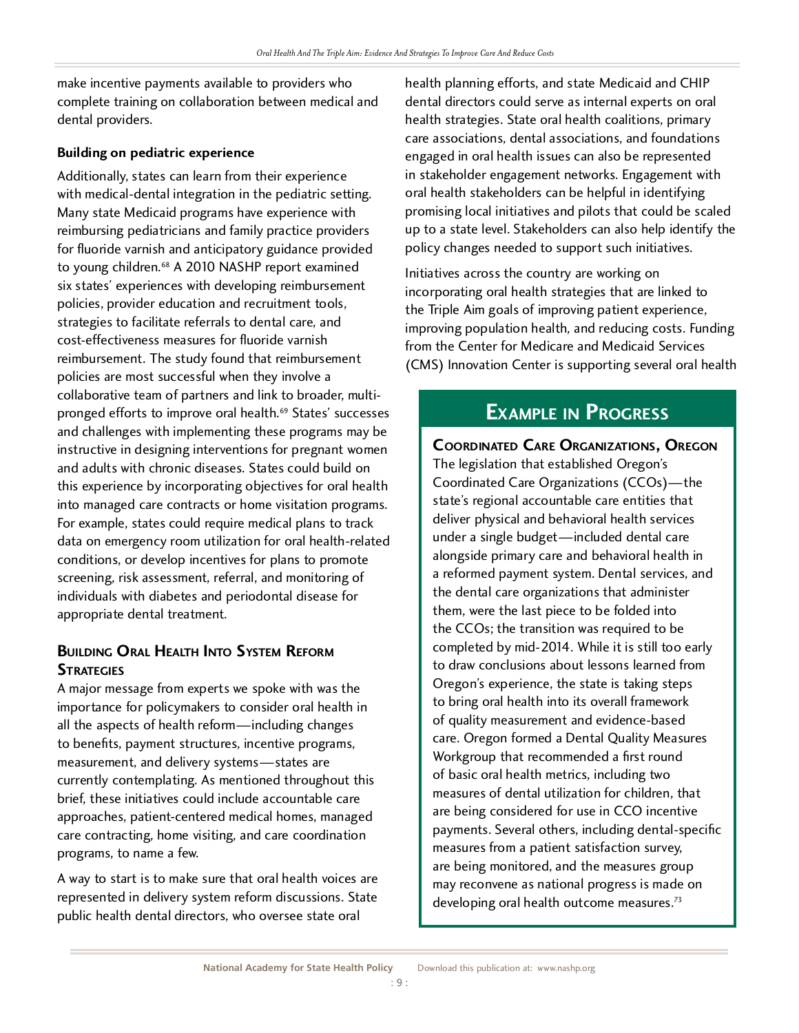make incentive payments available to providers who complete training on collaboration between medical and dental providers.

**Building on pediatric experience**

Additionally, states can learn from their experience with medical-dental integration in the pediatric setting. Many state Medicaid programs have experience with reimbursing pediatricians and family practice providers for fluoride varnish and anticipatory guidance provided to young children.[68] A 2010 NASHP report examined six states' experiences with developing reimbursement policies, provider education and recruitment tools, strategies to facilitate referrals to dental care, and cost-effectiveness measures for fluoride varnish reimbursement. The study found that reimbursement policies are most successful when they involve a collaborative team of partners and link to broader, multi-pronged efforts to improve oral health.[69] States' successes and challenges with implementing these programs may be instructive in designing interventions for pregnant women and adults with chronic diseases. States could build on this experience by incorporating objectives for oral health into managed care contracts or home visitation programs. For example, states could require medical plans to track data on emergency room utilization for oral health-related conditions, or develop incentives for plans to promote screening, risk assessment, referral, and monitoring of individuals with diabetes and periodontal disease for appropriate dental treatment.

## Building Oral Health Into System Reform Strategies

A major message from experts we spoke with was the importance for policymakers to consider oral health in all the aspects of health reform—including changes to benefits, payment structures, incentive programs, measurement, and delivery systems—states are currently contemplating. As mentioned throughout this brief, these initiatives could include accountable care approaches, patient-centered medical homes, managed care contracting, home visiting, and care coordination programs, to name a few.

A way to start is to make sure that oral health voices are represented in delivery system reform discussions. State public health dental directors, who oversee state oral health planning efforts, and state Medicaid and CHIP dental directors could serve as internal experts on oral health strategies. State oral health coalitions, primary care associations, dental associations, and foundations engaged in oral health issues can also be represented in stakeholder engagement networks. Engagement with oral health stakeholders can be helpful in identifying promising local initiatives and pilots that could be scaled up to a state level. Stakeholders can also help identify the policy changes needed to support such initiatives.

Initiatives across the country are working on incorporating oral health strategies that are linked to the Triple Aim goals of improving patient experience, improving population health, and reducing costs. Funding from the Center for Medicare and Medicaid Services (CMS) Innovation Center is supporting several oral health

## Example in Progress

**Coordinated Care Organizations, Oregon**

The legislation that established Oregon's Coordinated Care Organizations (CCOs)—the state's regional accountable care entities that deliver physical and behavioral health services under a single budget—included dental care alongside primary care and behavioral health in a reformed payment system. Dental services, and the dental care organizations that administer them, were the last piece to be folded into the CCOs; the transition was required to be completed by mid-2014. While it is still too early to draw conclusions about lessons learned from Oregon's experience, the state is taking steps to bring oral health into its overall framework of quality measurement and evidence-based care. Oregon formed a Dental Quality Measures Workgroup that recommended a first round of basic oral health metrics, including two measures of dental utilization for children, that are being considered for use in CCO incentive payments. Several others, including dental-specific measures from a patient satisfaction survey, are being monitored, and the measures group may reconvene as national progress is made on developing oral health outcome measures.[73]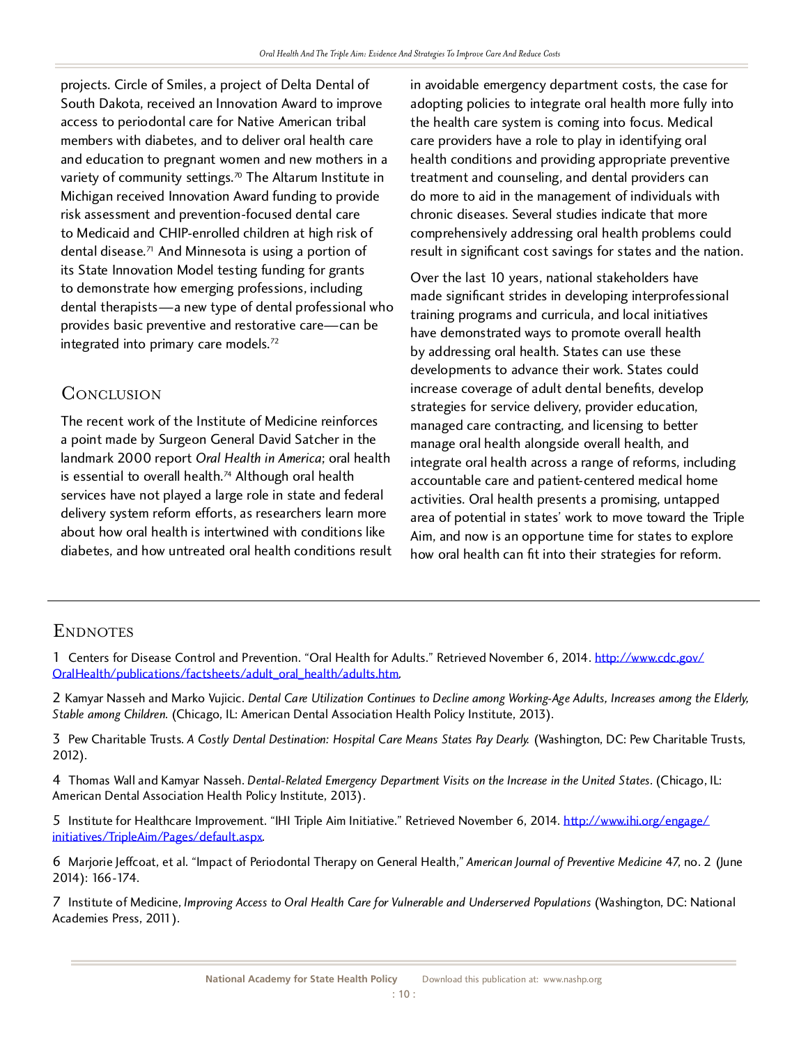projects. Circle of Smiles, a project of Delta Dental of South Dakota, received an Innovation Award to improve access to periodontal care for Native American tribal members with diabetes, and to deliver oral health care and education to pregnant women and new mothers in a variety of community settings.[70] The Altarum Institute in Michigan received Innovation Award funding to provide risk assessment and prevention-focused dental care to Medicaid and CHIP-enrolled children at high risk of dental disease.[71] And Minnesota is using a portion of its State Innovation Model testing funding for grants to demonstrate how emerging professions, including dental therapists—a new type of dental professional who provides basic preventive and restorative care—can be integrated into primary care models.[72]

## Conclusion

The recent work of the Institute of Medicine reinforces a point made by Surgeon General David Satcher in the landmark 2000 report *Oral Health in America*; oral health is essential to overall health.[74] Although oral health services have not played a large role in state and federal delivery system reform efforts, as researchers learn more about how oral health is intertwined with conditions like diabetes, and how untreated oral health conditions result in avoidable emergency department costs, the case for adopting policies to integrate oral health more fully into the health care system is coming into focus. Medical care providers have a role to play in identifying oral health conditions and providing appropriate preventive treatment and counseling, and dental providers can do more to aid in the management of individuals with chronic diseases. Several studies indicate that more comprehensively addressing oral health problems could result in significant cost savings for states and the nation.

Over the last 10 years, national stakeholders have made significant strides in developing interprofessional training programs and curricula, and local initiatives have demonstrated ways to promote overall health by addressing oral health. States can use these developments to advance their work. States could increase coverage of adult dental benefits, develop strategies for service delivery, provider education, managed care contracting, and licensing to better manage oral health alongside overall health, and integrate oral health across a range of reforms, including accountable care and patient-centered medical home activities. Oral health presents a promising, untapped area of potential in states' work to move toward the Triple Aim, and now is an opportune time for states to explore how oral health can fit into their strategies for reform.

## Endnotes

1 Centers for Disease Control and Prevention. "Oral Health for Adults." Retrieved November 6, 2014. http://www.cdc.gov/OralHealth/publications/factsheets/adult_oral_health/adults.htm.

2 Kamyar Nasseh and Marko Vujicic. *Dental Care Utilization Continues to Decline among Working-Age Adults, Increases among the Elderly, Stable among Children.* (Chicago, IL: American Dental Association Health Policy Institute, 2013).

3 Pew Charitable Trusts. *A Costly Dental Destination: Hospital Care Means States Pay Dearly.* (Washington, DC: Pew Charitable Trusts, 2012).

4 Thomas Wall and Kamyar Nasseh. *Dental-Related Emergency Department Visits on the Increase in the United States*. (Chicago, IL: American Dental Association Health Policy Institute, 2013).

5 Institute for Healthcare Improvement. "IHI Triple Aim Initiative." Retrieved November 6, 2014. http://www.ihi.org/engage/initiatives/TripleAim/Pages/default.aspx.

6 Marjorie Jeffcoat, et al. "Impact of Periodontal Therapy on General Health," *American Journal of Preventive Medicine* 47, no. 2 (June 2014): 166-174.

7 Institute of Medicine, *Improving Access to Oral Health Care for Vulnerable and Underserved Populations* (Washington, DC: National Academies Press, 2011).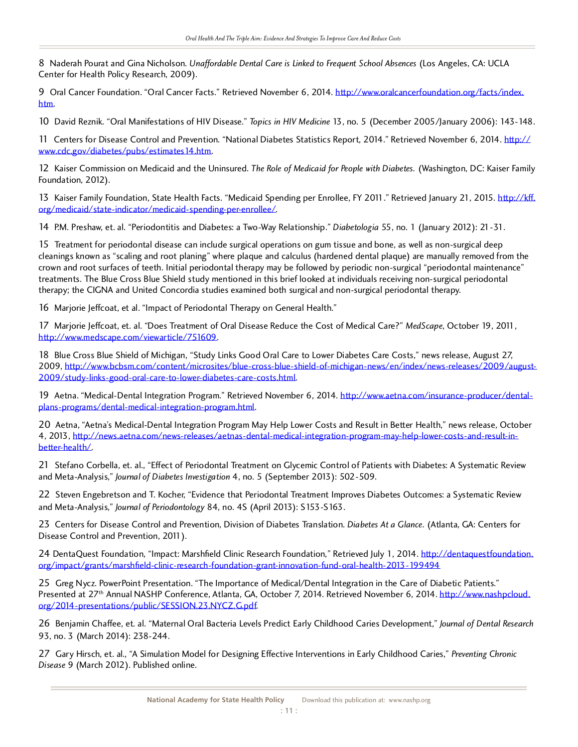8 Naderah Pourat and Gina Nicholson. *Unaffordable Dental Care is Linked to Frequent School Absences* (Los Angeles, CA: UCLA Center for Health Policy Research, 2009).

9 Oral Cancer Foundation. "Oral Cancer Facts." Retrieved November 6, 2014. http://www.oralcancerfoundation.org/facts/index.htm.

10 David Reznik. "Oral Manifestations of HIV Disease." *Topics in HIV Medicine* 13, no. 5 (December 2005/January 2006): 143-148.

11 Centers for Disease Control and Prevention. "National Diabetes Statistics Report, 2014." Retrieved November 6, 2014. http://www.cdc.gov/diabetes/pubs/estimates14.htm.

12 Kaiser Commission on Medicaid and the Uninsured. *The Role of Medicaid for People with Diabetes.* (Washington, DC: Kaiser Family Foundation, 2012).

13 Kaiser Family Foundation, State Health Facts. "Medicaid Spending per Enrollee, FY 2011." Retrieved January 21, 2015. http://kff.org/medicaid/state-indicator/medicaid-spending-per-enrollee/.

14 P.M. Preshaw, et. al. "Periodontitis and Diabetes: a Two-Way Relationship." *Diabetologia* 55, no. 1 (January 2012): 21-31.

15 Treatment for periodontal disease can include surgical operations on gum tissue and bone, as well as non-surgical deep cleanings known as "scaling and root planing" where plaque and calculus (hardened dental plaque) are manually removed from the crown and root surfaces of teeth. Initial periodontal therapy may be followed by periodic non-surgical "periodontal maintenance" treatments. The Blue Cross Blue Shield study mentioned in this brief looked at individuals receiving non-surgical periodontal therapy; the CIGNA and United Concordia studies examined both surgical and non-surgical periodontal therapy.

16 Marjorie Jeffcoat, et al. "Impact of Periodontal Therapy on General Health."

17 Marjorie Jeffcoat, et. al. "Does Treatment of Oral Disease Reduce the Cost of Medical Care?" *MedScape*, October 19, 2011, http://www.medscape.com/viewarticle/751609.

18 Blue Cross Blue Shield of Michigan, "Study Links Good Oral Care to Lower Diabetes Care Costs," news release, August 27, 2009, http://www.bcbsm.com/content/microsites/blue-cross-blue-shield-of-michigan-news/en/index/news-releases/2009/august-2009/study-links-good-oral-care-to-lower-diabetes-care-costs.html.

19 Aetna. "Medical-Dental Integration Program." Retrieved November 6, 2014. http://www.aetna.com/insurance-producer/dental-plans-programs/dental-medical-integration-program.html.

20 Aetna, "Aetna's Medical-Dental Integration Program May Help Lower Costs and Result in Better Health," news release, October 4, 2013, http://news.aetna.com/news-releases/aetnas-dental-medical-integration-program-may-help-lower-costs-and-result-in-better-health/.

21 Stefano Corbella, et. al., "Effect of Periodontal Treatment on Glycemic Control of Patients with Diabetes: A Systematic Review and Meta-Analysis," *Journal of Diabetes Investigation* 4, no. 5 (September 2013): 502-509.

22 Steven Engebretson and T. Kocher, "Evidence that Periodontal Treatment Improves Diabetes Outcomes: a Systematic Review and Meta-Analysis," *Journal of Periodontology* 84, no. 4S (April 2013): S153-S163.

23 Centers for Disease Control and Prevention, Division of Diabetes Translation. *Diabetes At a Glance.* (Atlanta, GA: Centers for Disease Control and Prevention, 2011).

24 DentaQuest Foundation, "Impact: Marshfield Clinic Research Foundation," Retrieved July 1, 2014. http://dentaquestfoundation.org/impact/grants/marshfield-clinic-research-foundation-grant-innovation-fund-oral-health-2013-199494

25 Greg Nycz. PowerPoint Presentation. "The Importance of Medical/Dental Integration in the Care of Diabetic Patients." Presented at 27th Annual NASHP Conference, Atlanta, GA, October 7, 2014. Retrieved November 6, 2014. http://www.nashpcloud.org/2014-presentations/public/SESSION.23.NYCZ.G.pdf.

26 Benjamin Chaffee, et. al. "Maternal Oral Bacteria Levels Predict Early Childhood Caries Development," *Journal of Dental Research* 93, no. 3 (March 2014): 238-244.

27 Gary Hirsch, et. al., "A Simulation Model for Designing Effective Interventions in Early Childhood Caries," *Preventing Chronic Disease* 9 (March 2012). Published online.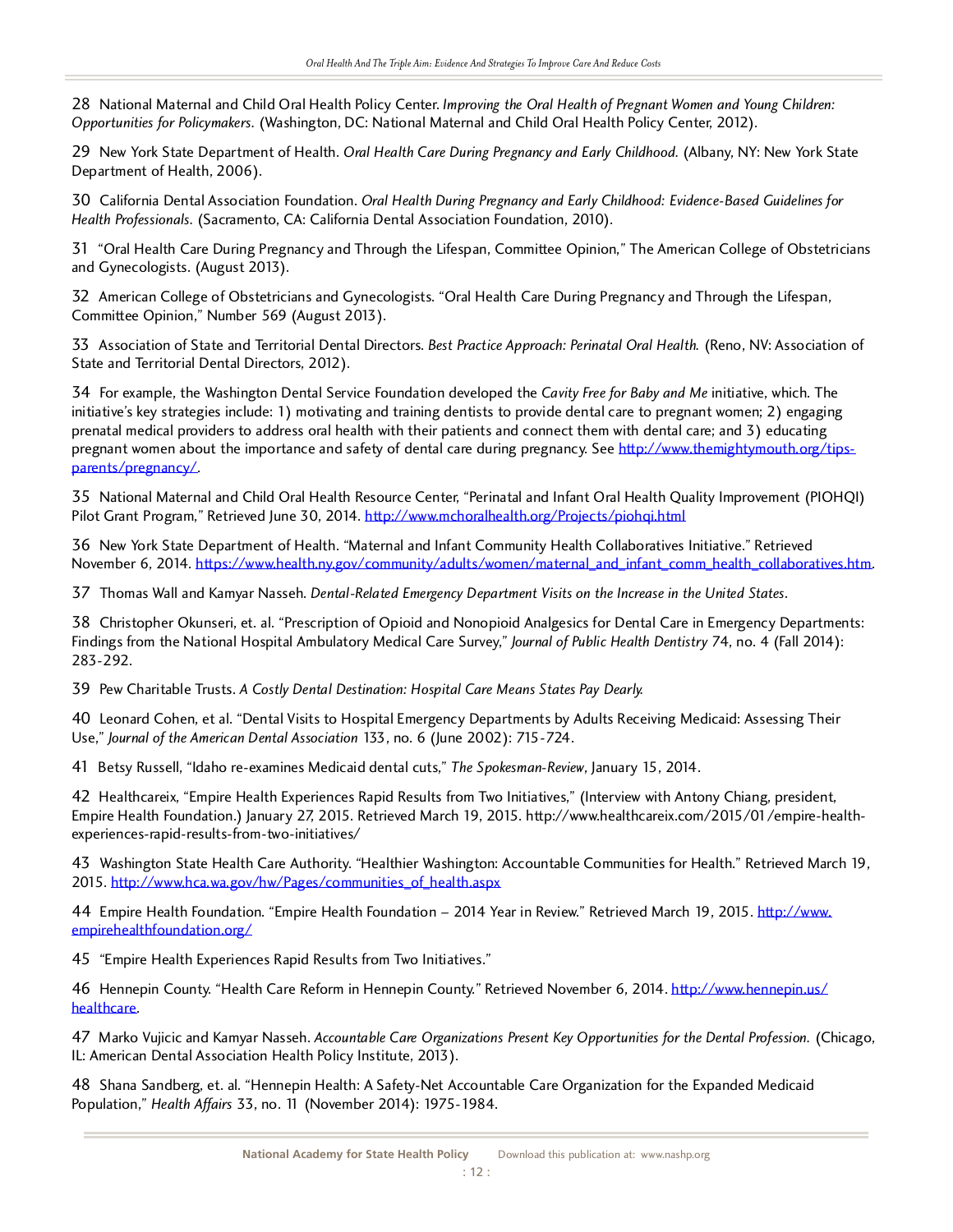28 National Maternal and Child Oral Health Policy Center. *Improving the Oral Health of Pregnant Women and Young Children: Opportunities for Policymakers.* (Washington, DC: National Maternal and Child Oral Health Policy Center, 2012).

29 New York State Department of Health. *Oral Health Care During Pregnancy and Early Childhood.* (Albany, NY: New York State Department of Health, 2006).

30 California Dental Association Foundation. *Oral Health During Pregnancy and Early Childhood: Evidence-Based Guidelines for Health Professionals.* (Sacramento, CA: California Dental Association Foundation, 2010).

31 "Oral Health Care During Pregnancy and Through the Lifespan, Committee Opinion," The American College of Obstetricians and Gynecologists. (August 2013).

32 American College of Obstetricians and Gynecologists. "Oral Health Care During Pregnancy and Through the Lifespan, Committee Opinion," Number 569 (August 2013).

33 Association of State and Territorial Dental Directors. *Best Practice Approach: Perinatal Oral Health.* (Reno, NV: Association of State and Territorial Dental Directors, 2012).

34 For example, the Washington Dental Service Foundation developed the *Cavity Free for Baby and Me* initiative, which. The initiative's key strategies include: 1) motivating and training dentists to provide dental care to pregnant women; 2) engaging prenatal medical providers to address oral health with their patients and connect them with dental care; and 3) educating pregnant women about the importance and safety of dental care during pregnancy. See http://www.themightymouth.org/tips-parents/pregnancy/.

35 National Maternal and Child Oral Health Resource Center, "Perinatal and Infant Oral Health Quality Improvement (PIOHQI) Pilot Grant Program," Retrieved June 30, 2014. http://www.mchoralhealth.org/Projects/piohqi.html

36 New York State Department of Health. "Maternal and Infant Community Health Collaboratives Initiative." Retrieved November 6, 2014. https://www.health.ny.gov/community/adults/women/maternal_and_infant_comm_health_collaboratives.htm.

37 Thomas Wall and Kamyar Nasseh. *Dental-Related Emergency Department Visits on the Increase in the United States*.

38 Christopher Okunseri, et. al. "Prescription of Opioid and Nonopioid Analgesics for Dental Care in Emergency Departments: Findings from the National Hospital Ambulatory Medical Care Survey," *Journal of Public Health Dentistry* 74, no. 4 (Fall 2014): 283-292.

39 Pew Charitable Trusts. *A Costly Dental Destination: Hospital Care Means States Pay Dearly.*

40 Leonard Cohen, et al. "Dental Visits to Hospital Emergency Departments by Adults Receiving Medicaid: Assessing Their Use," *Journal of the American Dental Association* 133, no. 6 (June 2002): 715-724.

41 Betsy Russell, "Idaho re-examines Medicaid dental cuts," *The Spokesman-Review*, January 15, 2014.

42 Healthcareix, "Empire Health Experiences Rapid Results from Two Initiatives," (Interview with Antony Chiang, president, Empire Health Foundation.) January 27, 2015. Retrieved March 19, 2015. http://www.healthcareix.com/2015/01/empire-health-experiences-rapid-results-from-two-initiatives/

43 Washington State Health Care Authority. "Healthier Washington: Accountable Communities for Health." Retrieved March 19, 2015. http://www.hca.wa.gov/hw/Pages/communities_of_health.aspx

44 Empire Health Foundation. "Empire Health Foundation – 2014 Year in Review." Retrieved March 19, 2015. http://www.empirehealthfoundation.org/

45 "Empire Health Experiences Rapid Results from Two Initiatives."

46 Hennepin County. "Health Care Reform in Hennepin County." Retrieved November 6, 2014. http://www.hennepin.us/healthcare.

47 Marko Vujicic and Kamyar Nasseh. *Accountable Care Organizations Present Key Opportunities for the Dental Profession.* (Chicago, IL: American Dental Association Health Policy Institute, 2013).

48 Shana Sandberg, et. al. "Hennepin Health: A Safety-Net Accountable Care Organization for the Expanded Medicaid Population," *Health Affairs* 33, no. 11 (November 2014): 1975-1984.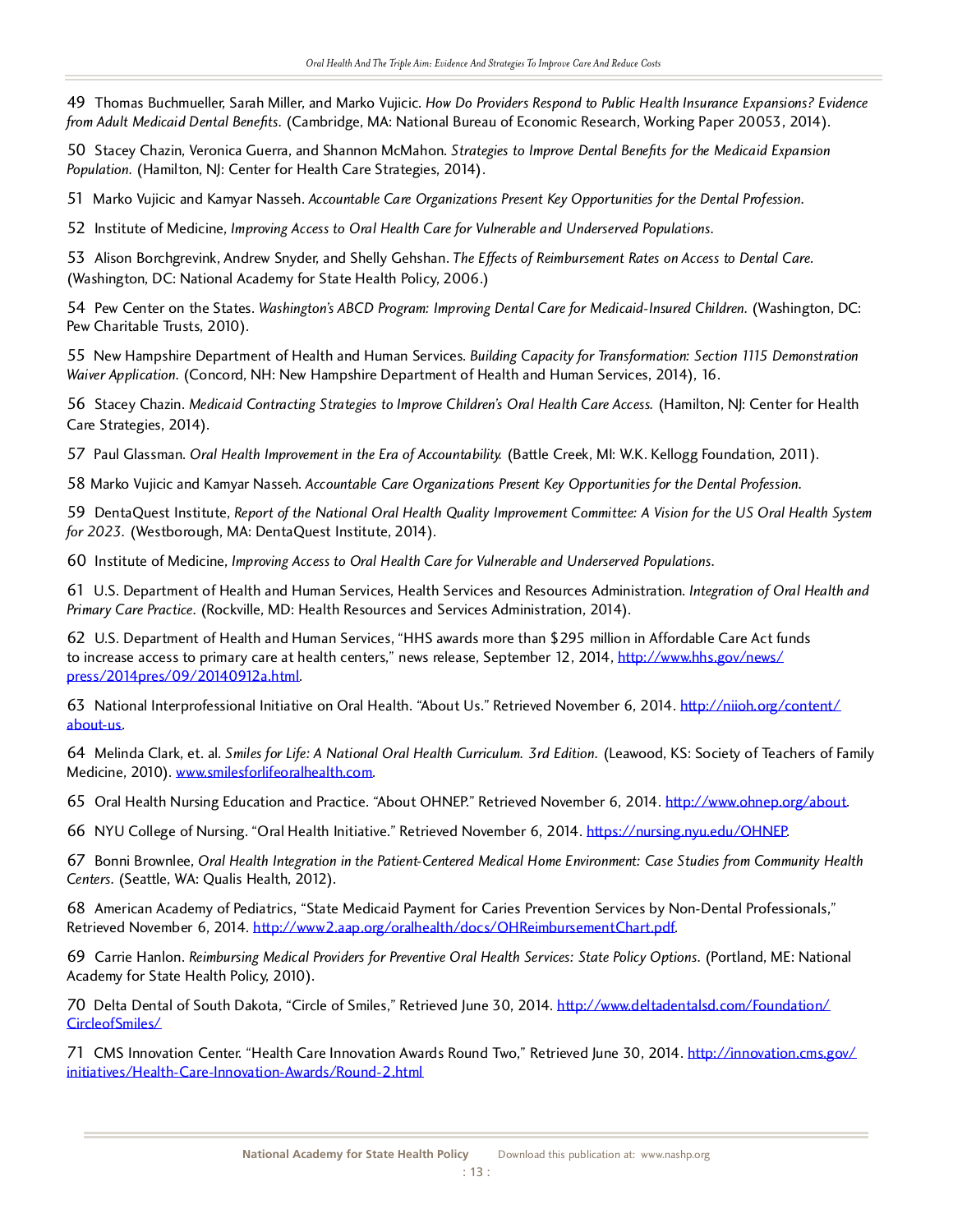49 Thomas Buchmueller, Sarah Miller, and Marko Vujicic. *How Do Providers Respond to Public Health Insurance Expansions? Evidence from Adult Medicaid Dental Benefits.* (Cambridge, MA: National Bureau of Economic Research, Working Paper 20053, 2014).

50 Stacey Chazin, Veronica Guerra, and Shannon McMahon. *Strategies to Improve Dental Benefits for the Medicaid Expansion Population.* (Hamilton, NJ: Center for Health Care Strategies, 2014).

51 Marko Vujicic and Kamyar Nasseh. *Accountable Care Organizations Present Key Opportunities for the Dental Profession.*

52 Institute of Medicine, *Improving Access to Oral Health Care for Vulnerable and Underserved Populations.*

53 Alison Borchgrevink, Andrew Snyder, and Shelly Gehshan. *The Effects of Reimbursement Rates on Access to Dental Care.* (Washington, DC: National Academy for State Health Policy, 2006.)

54 Pew Center on the States. *Washington's ABCD Program: Improving Dental Care for Medicaid-Insured Children.* (Washington, DC: Pew Charitable Trusts, 2010).

55 New Hampshire Department of Health and Human Services. *Building Capacity for Transformation: Section 1115 Demonstration Waiver Application.* (Concord, NH: New Hampshire Department of Health and Human Services, 2014), 16.

56 Stacey Chazin. *Medicaid Contracting Strategies to Improve Children's Oral Health Care Access.* (Hamilton, NJ: Center for Health Care Strategies, 2014).

57 Paul Glassman. *Oral Health Improvement in the Era of Accountability.* (Battle Creek, MI: W.K. Kellogg Foundation, 2011).

58 Marko Vujicic and Kamyar Nasseh. *Accountable Care Organizations Present Key Opportunities for the Dental Profession.*

59 DentaQuest Institute, *Report of the National Oral Health Quality Improvement Committee: A Vision for the US Oral Health System for 2023.* (Westborough, MA: DentaQuest Institute, 2014).

60 Institute of Medicine, *Improving Access to Oral Health Care for Vulnerable and Underserved Populations.*

61 U.S. Department of Health and Human Services, Health Services and Resources Administration. *Integration of Oral Health and Primary Care Practice.* (Rockville, MD: Health Resources and Services Administration, 2014).

62 U.S. Department of Health and Human Services, "HHS awards more than $295 million in Affordable Care Act funds to increase access to primary care at health centers," news release, September 12, 2014, [http://www.hhs.gov/news/press/2014pres/09/20140912a.html](http://www.hhs.gov/news/press/2014pres/09/20140912a.html).

63 National Interprofessional Initiative on Oral Health. "About Us." Retrieved November 6, 2014. [http://niioh.org/content/about-us](http://niioh.org/content/about-us).

64 Melinda Clark, et. al. *Smiles for Life: A National Oral Health Curriculum. 3rd Edition.* (Leawood, KS: Society of Teachers of Family Medicine, 2010). [www.smilesforlifeoralhealth.com](http://www.smilesforlifeoralhealth.com).

65 Oral Health Nursing Education and Practice. "About OHNEP." Retrieved November 6, 2014. [http://www.ohnep.org/about](http://www.ohnep.org/about).

66 NYU College of Nursing. "Oral Health Initiative." Retrieved November 6, 2014. [https://nursing.nyu.edu/OHNEP](https://nursing.nyu.edu/OHNEP).

67 Bonni Brownlee, *Oral Health Integration in the Patient-Centered Medical Home Environment: Case Studies from Community Health Centers.* (Seattle, WA: Qualis Health, 2012).

68 American Academy of Pediatrics, "State Medicaid Payment for Caries Prevention Services by Non-Dental Professionals," Retrieved November 6, 2014. [http://www2.aap.org/oralhealth/docs/OHReimbursementChart.pdf](http://www2.aap.org/oralhealth/docs/OHReimbursementChart.pdf).

69 Carrie Hanlon. *Reimbursing Medical Providers for Preventive Oral Health Services: State Policy Options.* (Portland, ME: National Academy for State Health Policy, 2010).

70 Delta Dental of South Dakota, "Circle of Smiles," Retrieved June 30, 2014. [http://www.deltadentalsd.com/Foundation/CircleofSmiles/](http://www.deltadentalsd.com/Foundation/CircleofSmiles/)

71 CMS Innovation Center. "Health Care Innovation Awards Round Two," Retrieved June 30, 2014. [http://innovation.cms.gov/initiatives/Health-Care-Innovation-Awards/Round-2.html](http://innovation.cms.gov/initiatives/Health-Care-Innovation-Awards/Round-2.html)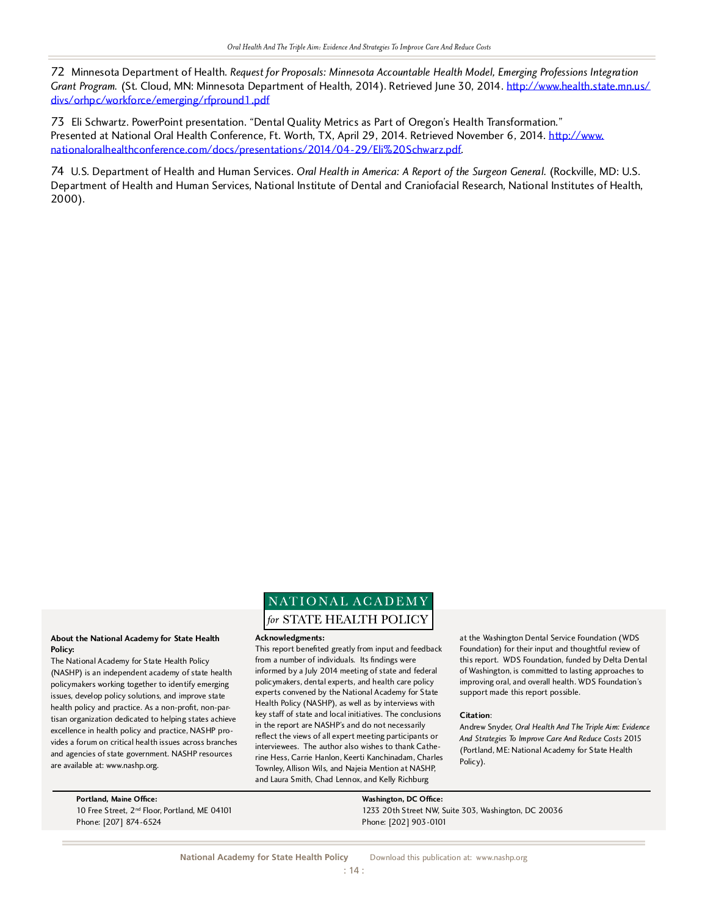72 Minnesota Department of Health. *Request for Proposals: Minnesota Accountable Health Model, Emerging Professions Integration Grant Program.* (St. Cloud, MN: Minnesota Department of Health, 2014). Retrieved June 30, 2014. http://www.health.state.mn.us/divs/orhpc/workforce/emerging/rfpround1.pdf

73 Eli Schwartz. PowerPoint presentation. "Dental Quality Metrics as Part of Oregon's Health Transformation." Presented at National Oral Health Conference, Ft. Worth, TX, April 29, 2014. Retrieved November 6, 2014. http://www.nationaloralhealthconference.com/docs/presentations/2014/04-29/Eli%20Schwarz.pdf.

74 U.S. Department of Health and Human Services. *Oral Health in America: A Report of the Surgeon General.* (Rockville, MD: U.S. Department of Health and Human Services, National Institute of Dental and Craniofacial Research, National Institutes of Health, 2000).

NATIONAL ACADEMY *for* STATE HEALTH POLICY

**About the National Academy for State Health Policy:**
The National Academy for State Health Policy (NASHP) is an independent academy of state health policymakers working together to identify emerging issues, develop policy solutions, and improve state health policy and practice. As a non-profit, non-partisan organization dedicated to helping states achieve excellence in health policy and practice, NASHP provides a forum on critical health issues across branches and agencies of state government. NASHP resources are available at: www.nashp.org.

**Acknowledgments:**
This report benefited greatly from input and feedback from a number of individuals. Its findings were informed by a July 2014 meeting of state and federal policymakers, dental experts, and health care policy experts convened by the National Academy for State Health Policy (NASHP), as well as by interviews with key staff of state and local initiatives. The conclusions in the report are NASHP's and do not necessarily reflect the views of all expert meeting participants or interviewees. The author also wishes to thank Catherine Hess, Carrie Hanlon, Keerti Kanchinadam, Charles Townley, Allison Wils, and Najeia Mention at NASHP, and Laura Smith, Chad Lennox, and Kelly Richburg at the Washington Dental Service Foundation (WDS Foundation) for their input and thoughtful review of this report. WDS Foundation, funded by Delta Dental of Washington, is committed to lasting approaches to improving oral, and overall health. WDS Foundation's support made this report possible.

**Citation**:
Andrew Snyder, *Oral Health And The Triple Aim: Evidence And Strategies To Improve Care And Reduce Costs* 2015 (Portland, ME: National Academy for State Health Policy).

**Portland, Maine Office:**
10 Free Street, 2nd Floor, Portland, ME 04101
Phone: [207] 874-6524

**Washington, DC Office:**
1233 20th Street NW, Suite 303, Washington, DC 20036
Phone: [202] 903-0101